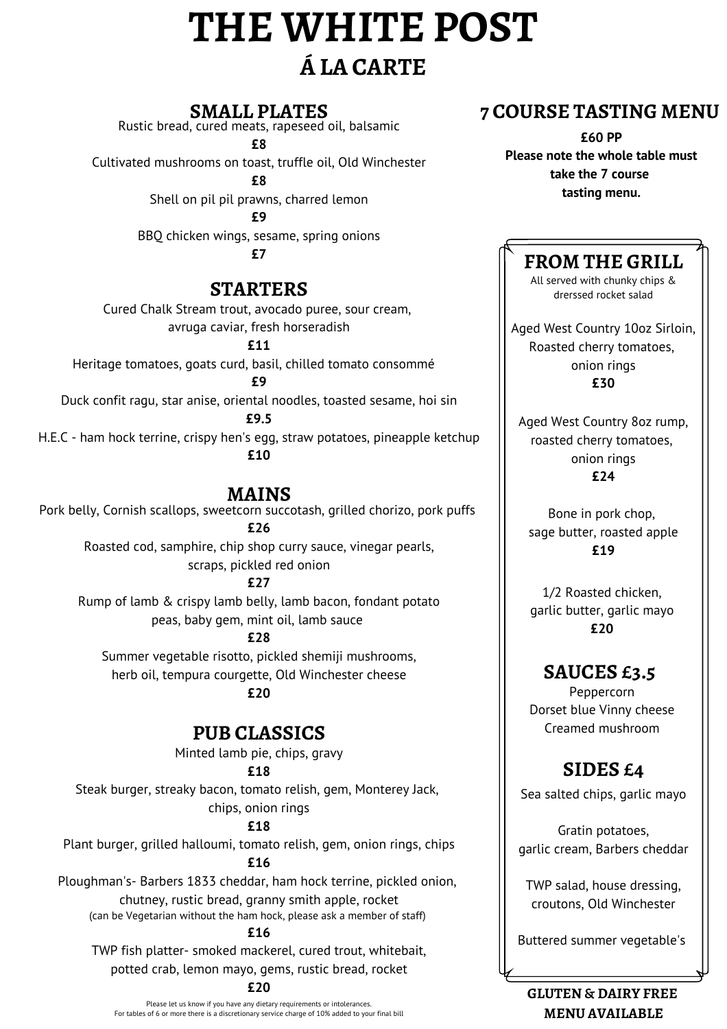# THE WHITE POST

## Á LA CARTE

## SMALL PLATES

Rustic bread, cured meats, rapeseed oil, balsamic
**£8**

Cultivated mushrooms on toast, truffle oil, Old Winchester
**£8**

Shell on pil pil prawns, charred lemon
**£9**

BBQ chicken wings, sesame, spring onions
**£7**

## STARTERS

Cured Chalk Stream trout, avocado puree, sour cream, avruga caviar, fresh horseradish
**£11**

Heritage tomatoes, goats curd, basil, chilled tomato consommé
**£9**

Duck confit ragu, star anise, oriental noodles, toasted sesame, hoi sin
**£9.5**

H.E.C - ham hock terrine, crispy hen's egg, straw potatoes, pineapple ketchup
**£10**

## MAINS

Pork belly, Cornish scallops, sweetcorn succotash, grilled chorizo, pork puffs
**£26**

Roasted cod, samphire, chip shop curry sauce, vinegar pearls, scraps, pickled red onion
**£27**

Rump of lamb & crispy lamb belly, lamb bacon, fondant potato peas, baby gem, mint oil, lamb sauce
**£28**

Summer vegetable risotto, pickled shemiji mushrooms, herb oil, tempura courgette, Old Winchester cheese
**£20**

## PUB CLASSICS

Minted lamb pie, chips, gravy
**£18**

Steak burger, streaky bacon, tomato relish, gem, Monterey Jack, chips, onion rings
**£18**

Plant burger, grilled halloumi, tomato relish, gem, onion rings, chips
**£16**

Ploughman's- Barbers 1833 cheddar, ham hock terrine, pickled onion, chutney, rustic bread, granny smith apple, rocket
(can be Vegetarian without the ham hock, please ask a member of staff)
**£16**

TWP fish platter- smoked mackerel, cured trout, whitebait, potted crab, lemon mayo, gems, rustic bread, rocket
**£20**

Please let us know if you have any dietary requirements or intolerances.
For tables of 6 or more there is a discretionary service charge of 10% added to your final bill

## 7 COURSE TASTING MENU

**£60 PP**
**Please note the whole table must take the 7 course tasting menu.**

## FROM THE GRILL

All served with chunky chips & drerssed rocket salad

Aged West Country 10oz Sirloin, Roasted cherry tomatoes, onion rings
**£30**

Aged West Country 8oz rump, roasted cherry tomatoes, onion rings
**£24**

Bone in pork chop, sage butter, roasted apple
**£19**

1/2 Roasted chicken, garlic butter, garlic mayo
**£20**

## SAUCES £3.5

Peppercorn
Dorset blue Vinny cheese
Creamed mushroom

## SIDES £4

Sea salted chips, garlic mayo

Gratin potatoes, garlic cream, Barbers cheddar

TWP salad, house dressing, croutons, Old Winchester

Buttered summer vegetable's

**GLUTEN & DAIRY FREE MENU AVAILABLE**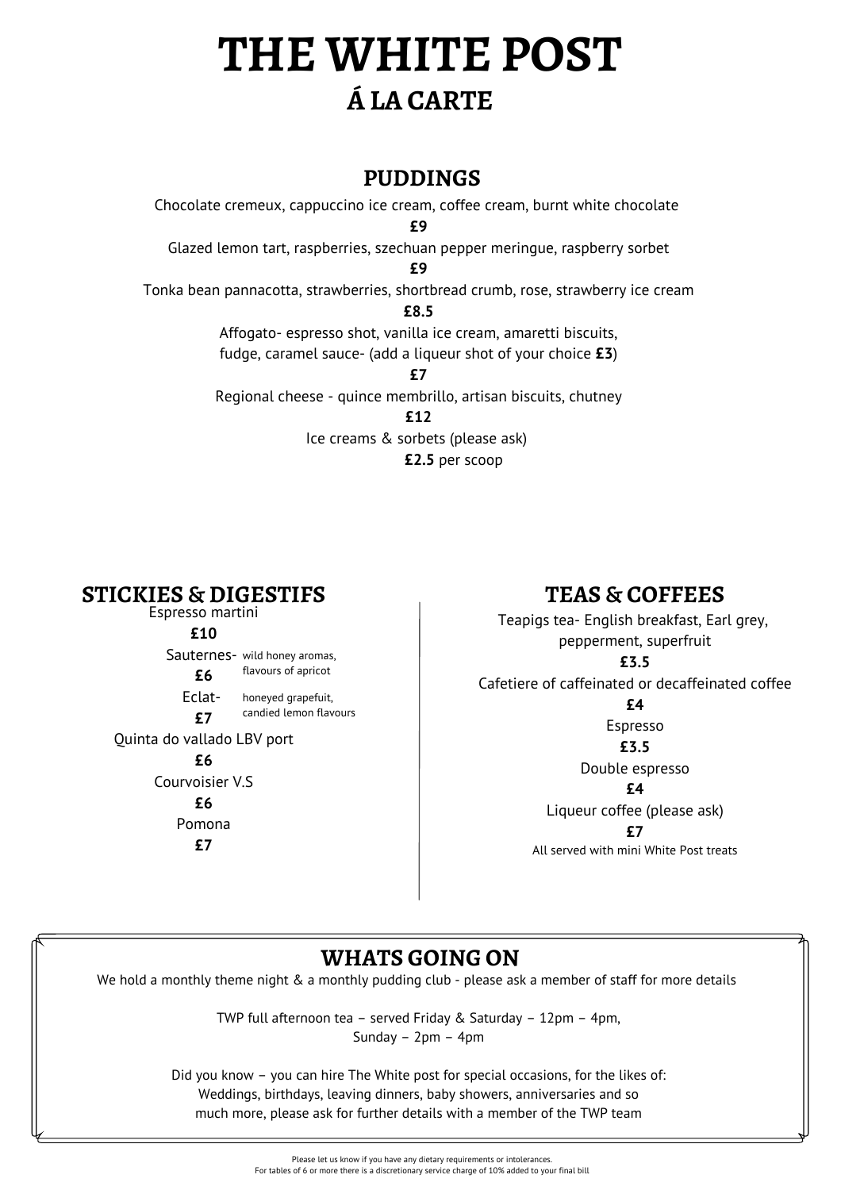# THE WHITE POST

## Á LA CARTE

## PUDDINGS

Chocolate cremeux, cappuccino ice cream, coffee cream, burnt white chocolate
**£9**

Glazed lemon tart, raspberries, szechuan pepper meringue, raspberry sorbet
**£9**

Tonka bean pannacotta, strawberries, shortbread crumb, rose, strawberry ice cream
**£8.5**

Affogato- espresso shot, vanilla ice cream, amaretti biscuits,
fudge, caramel sauce- (add a liqueur shot of your choice **£3**)
**£7**

Regional cheese - quince membrillo, artisan biscuits, chutney
**£12**

Ice creams & sorbets (please ask)
**£2.5** per scoop

## STICKIES & DIGESTIFS

Espresso martini
**£10**

Sauternes- wild honey aromas, flavours of apricot
**£6**

Eclat- honeyed grapefuit, candied lemon flavours
**£7**

Quinta do vallado LBV port
**£6**

Courvoisier V.S
**£6**

Pomona
**£7**

## TEAS & COFFEES

Teapigs tea- English breakfast, Earl grey, pepperment, superfruit
**£3.5**

Cafetiere of caffeinated or decaffeinated coffee
**£4**

Espresso
**£3.5**

Double espresso
**£4**

Liqueur coffee (please ask)
**£7**

All served with mini White Post treats

## WHATS GOING ON

We hold a monthly theme night & a monthly pudding club - please ask a member of staff for more details

TWP full afternoon tea – served Friday & Saturday – 12pm – 4pm,
Sunday – 2pm – 4pm

Did you know – you can hire The White post for special occasions, for the likes of:
Weddings, birthdays, leaving dinners, baby showers, anniversaries and so much more, please ask for further details with a member of the TWP team

Please let us know if you have any dietary requirements or intolerances.
For tables of 6 or more there is a discretionary service charge of 10% added to your final bill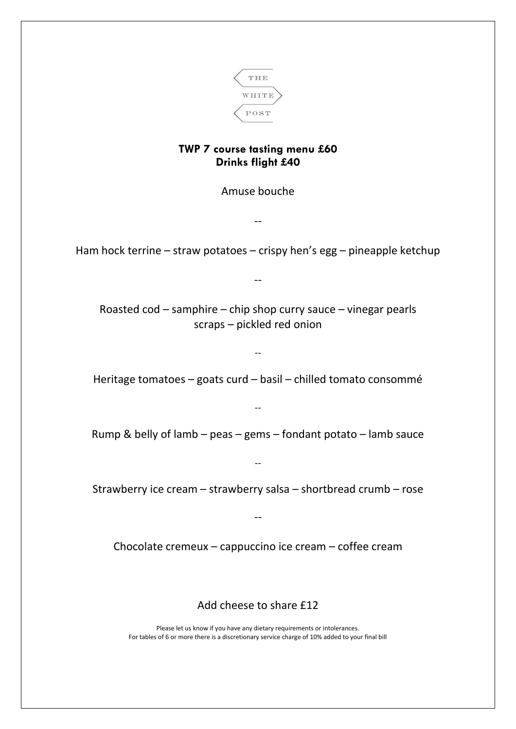THE
WHITE
POST

**TWP 7 course tasting menu £60**
**Drinks flight £40**

Amuse bouche

--

Ham hock terrine – straw potatoes – crispy hen's egg – pineapple ketchup

--

Roasted cod – samphire – chip shop curry sauce – vinegar pearls
scraps – pickled red onion

--

Heritage tomatoes – goats curd – basil – chilled tomato consommé

--

Rump & belly of lamb – peas – gems – fondant potato – lamb sauce

--

Strawberry ice cream – strawberry salsa – shortbread crumb – rose

--

Chocolate cremeux – cappuccino ice cream – coffee cream

Add cheese to share £12

Please let us know if you have any dietary requirements or intolerances.
For tables of 6 or more there is a discretionary service charge of 10% added to your final bill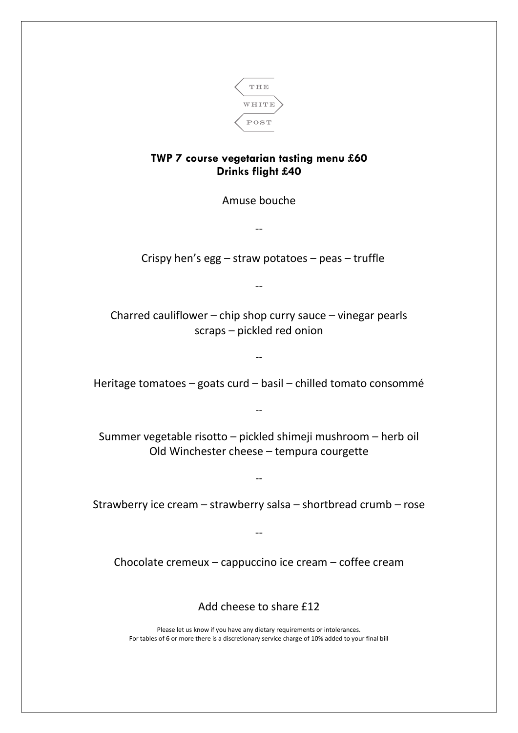THE WHITE POST

**TWP 7 course vegetarian tasting menu £60**
**Drinks flight £40**

Amuse bouche

--

Crispy hen's egg – straw potatoes – peas – truffle

--

Charred cauliflower – chip shop curry sauce – vinegar pearls
scraps – pickled red onion

--

Heritage tomatoes – goats curd – basil – chilled tomato consommé

--

Summer vegetable risotto – pickled shimeji mushroom – herb oil
Old Winchester cheese – tempura courgette

--

Strawberry ice cream – strawberry salsa – shortbread crumb – rose

--

Chocolate cremeux – cappuccino ice cream – coffee cream

Add cheese to share £12

Please let us know if you have any dietary requirements or intolerances.
For tables of 6 or more there is a discretionary service charge of 10% added to your final bill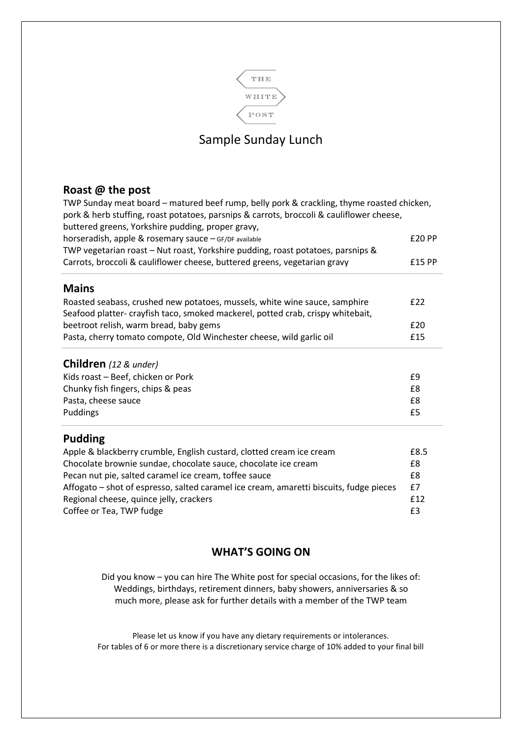THE WHITE POST

# Sample Sunday Lunch

## Roast @ the post

| | |
|---|---|
| TWP Sunday meat board – matured beef rump, belly pork & crackling, thyme roasted chicken, pork & herb stuffing, roast potatoes, parsnips & carrots, broccoli & cauliflower cheese, buttered greens, Yorkshire pudding, proper gravy, horseradish, apple & rosemary sauce – GF/DF available | £20 PP |
| TWP vegetarian roast – Nut roast, Yorkshire pudding, roast potatoes, parsnips & Carrots, broccoli & cauliflower cheese, buttered greens, vegetarian gravy | £15 PP |

## Mains

| | |
|---|---|
| Roasted seabass, crushed new potatoes, mussels, white wine sauce, samphire | £22 |
| Seafood platter- crayfish taco, smoked mackerel, potted crab, crispy whitebait, beetroot relish, warm bread, baby gems | £20 |
| Pasta, cherry tomato compote, Old Winchester cheese, wild garlic oil | £15 |

## Children *(12 & under)*

| | |
|---|---|
| Kids roast – Beef, chicken or Pork | £9 |
| Chunky fish fingers, chips & peas | £8 |
| Pasta, cheese sauce | £8 |
| Puddings | £5 |

## Pudding

| | |
|---|---|
| Apple & blackberry crumble, English custard, clotted cream ice cream | £8.5 |
| Chocolate brownie sundae, chocolate sauce, chocolate ice cream | £8 |
| Pecan nut pie, salted caramel ice cream, toffee sauce | £8 |
| Affogato – shot of espresso, salted caramel ice cream, amaretti biscuits, fudge pieces | £7 |
| Regional cheese, quince jelly, crackers | £12 |
| Coffee or Tea, TWP fudge | £3 |

## WHAT'S GOING ON

Did you know – you can hire The White post for special occasions, for the likes of: Weddings, birthdays, retirement dinners, baby showers, anniversaries & so much more, please ask for further details with a member of the TWP team

Please let us know if you have any dietary requirements or intolerances.
For tables of 6 or more there is a discretionary service charge of 10% added to your final bill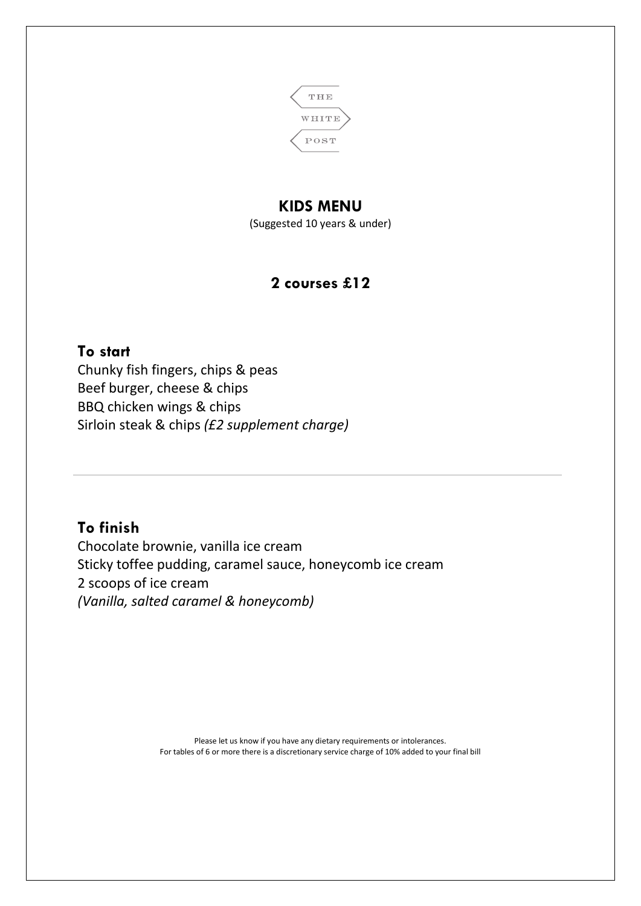THE
WHITE
POST

# KIDS MENU

(Suggested 10 years & under)

## 2 courses £12

### To start

Chunky fish fingers, chips & peas
Beef burger, cheese & chips
BBQ chicken wings & chips
Sirloin steak & chips *(£2 supplement charge)*

---

### To finish

Chocolate brownie, vanilla ice cream
Sticky toffee pudding, caramel sauce, honeycomb ice cream
2 scoops of ice cream
*(Vanilla, salted caramel & honeycomb)*

Please let us know if you have any dietary requirements or intolerances.
For tables of 6 or more there is a discretionary service charge of 10% added to your final bill